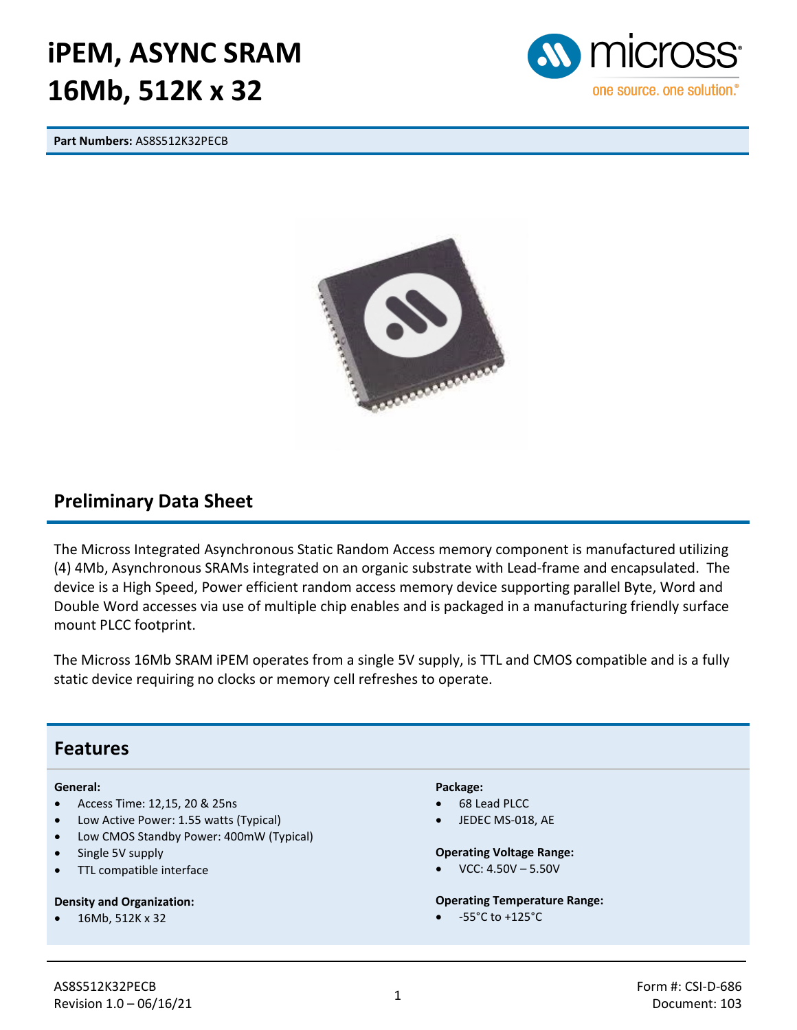# iPEM, ASYNC SRAM
# 16Mb, 512K x 32

**Part Numbers:** AS8S512K32PECB

## Preliminary Data Sheet

The Micross Integrated Asynchronous Static Random Access memory component is manufactured utilizing (4) 4Mb, Asynchronous SRAMs integrated on an organic substrate with Lead-frame and encapsulated. The device is a High Speed, Power efficient random access memory device supporting parallel Byte, Word and Double Word accesses via use of multiple chip enables and is packaged in a manufacturing friendly surface mount PLCC footprint.

The Micross 16Mb SRAM iPEM operates from a single 5V supply, is TTL and CMOS compatible and is a fully static device requiring no clocks or memory cell refreshes to operate.

## Features

**General:**

- Access Time: 12,15, 20 & 25ns
- Low Active Power: 1.55 watts (Typical)
- Low CMOS Standby Power: 400mW (Typical)
- Single 5V supply
- TTL compatible interface

**Density and Organization:**

- 16Mb, 512K x 32

**Package:**

- 68 Lead PLCC
- JEDEC MS-018, AE

**Operating Voltage Range:**

- VCC: 4.50V – 5.50V

**Operating Temperature Range:**

- -55°C to +125°C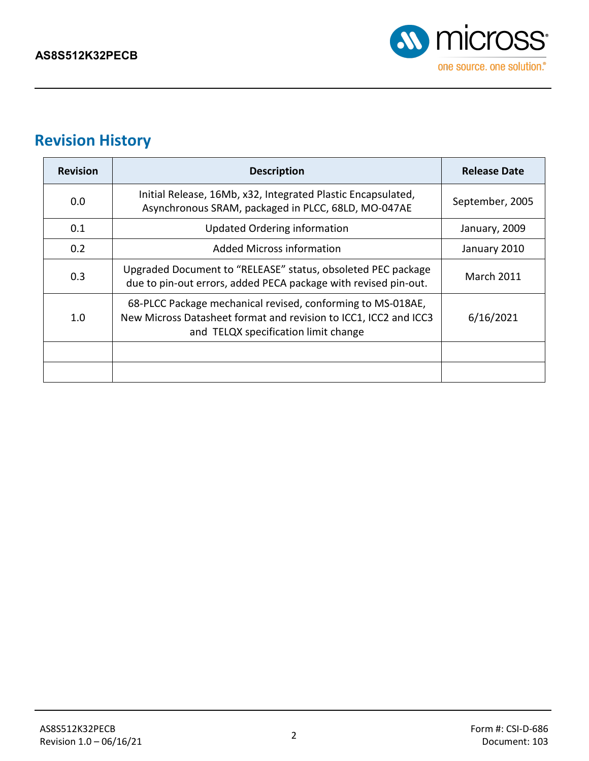## Revision History

| Revision | Description | Release Date |
|---|---|---|
| 0.0 | Initial Release, 16Mb, x32, Integrated Plastic Encapsulated, Asynchronous SRAM, packaged in PLCC, 68LD, MO-047AE | September, 2005 |
| 0.1 | Updated Ordering information | January, 2009 |
| 0.2 | Added Micross information | January 2010 |
| 0.3 | Upgraded Document to “RELEASE” status, obsoleted PEC package due to pin-out errors, added PECA package with revised pin-out. | March 2011 |
| 1.0 | 68-PLCC Package mechanical revised, conforming to MS-018AE, New Micross Datasheet format and revision to ICC1, ICC2 and ICC3 and TELQX specification limit change | 6/16/2021 |
| | | |
| | | |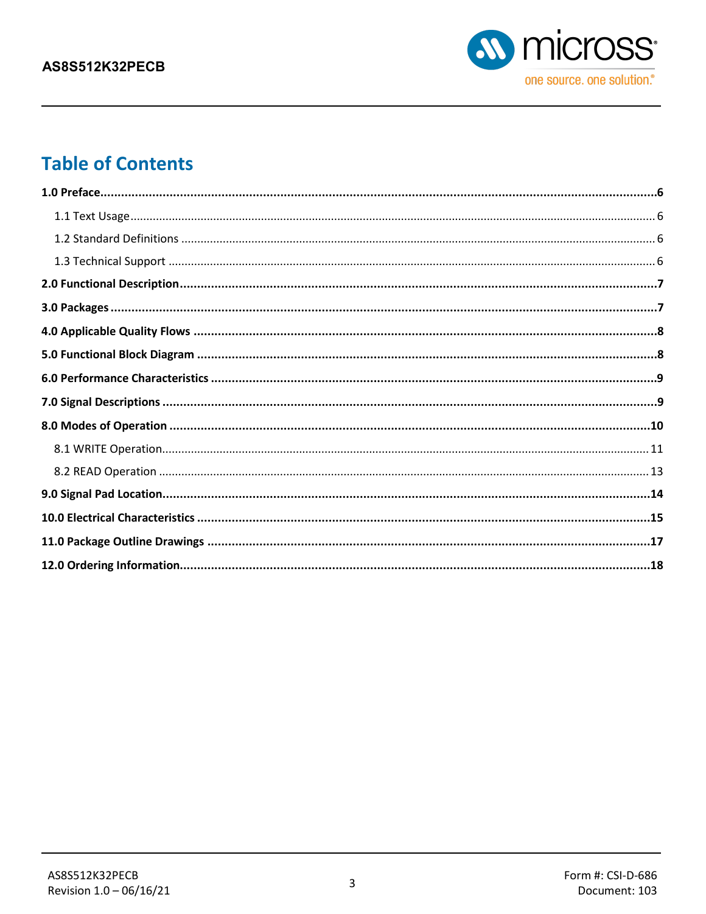## Table of Contents

**1.0 Preface** .......... **6**

- 1.1 Text Usage .......... 6
- 1.2 Standard Definitions .......... 6
- 1.3 Technical Support .......... 6

**2.0 Functional Description** .......... **7**

**3.0 Packages** .......... **7**

**4.0 Applicable Quality Flows** .......... **8**

**5.0 Functional Block Diagram** .......... **8**

**6.0 Performance Characteristics** .......... **9**

**7.0 Signal Descriptions** .......... **9**

**8.0 Modes of Operation** .......... **10**

- 8.1 WRITE Operation .......... 11
- 8.2 READ Operation .......... 13

**9.0 Signal Pad Location** .......... **14**

**10.0 Electrical Characteristics** .......... **15**

**11.0 Package Outline Drawings** .......... **17**

**12.0 Ordering Information** .......... **18**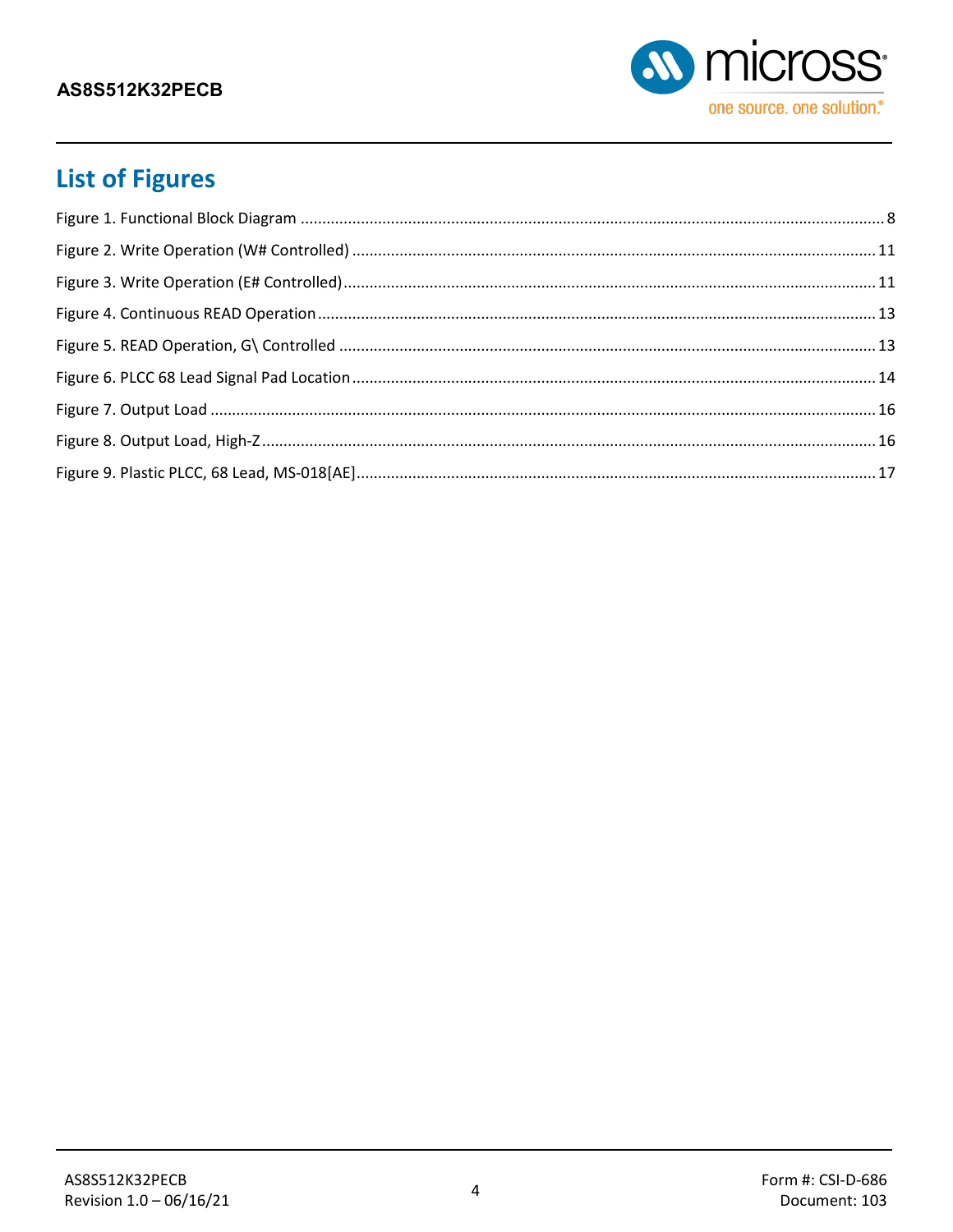# List of Figures

Figure 1. Functional Block Diagram ........................................................................................................ 8

Figure 2. Write Operation (W# Controlled) ........................................................................................... 11

Figure 3. Write Operation (E# Controlled)............................................................................................. 11

Figure 4. Continuous READ Operation .................................................................................................. 13

Figure 5. READ Operation, G\ Controlled .............................................................................................. 13

Figure 6. PLCC 68 Lead Signal Pad Location .......................................................................................... 14

Figure 7. Output Load ........................................................................................................................... 16

Figure 8. Output Load, High-Z............................................................................................................... 16

Figure 9. Plastic PLCC, 68 Lead, MS-018[AE]......................................................................................... 17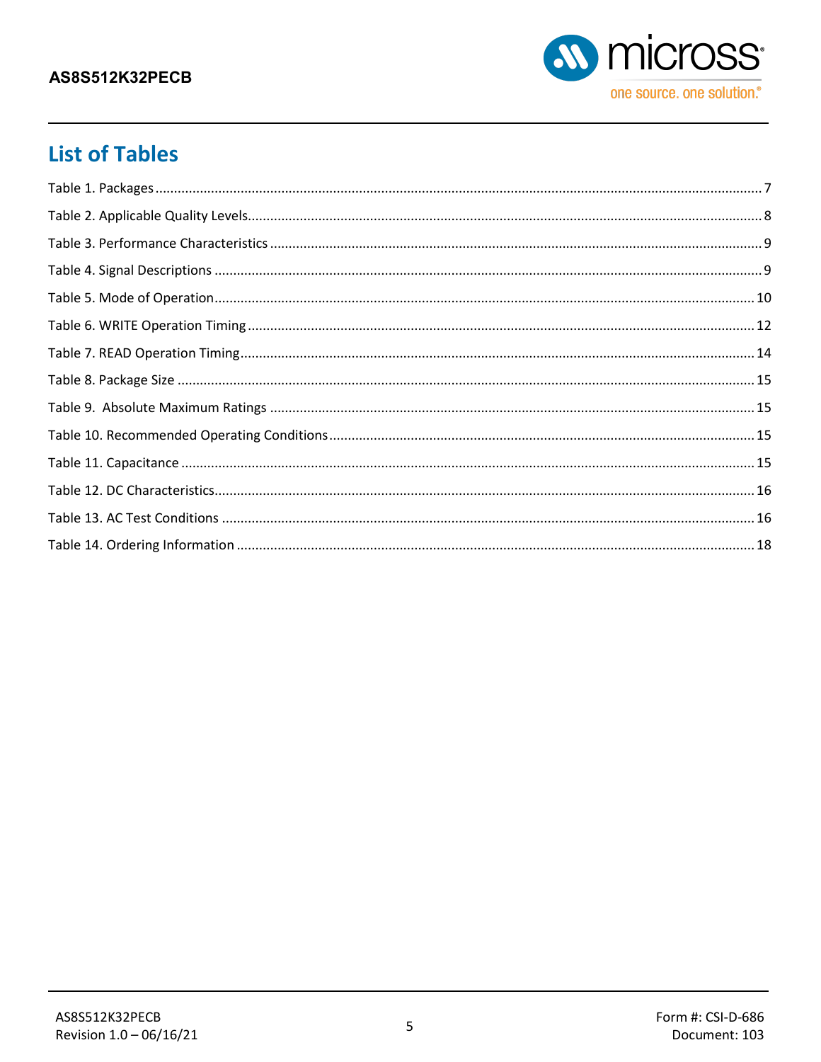## List of Tables

Table 1. Packages ........................................................................................................................................ 7

Table 2. Applicable Quality Levels................................................................................................................ 8

Table 3. Performance Characteristics .......................................................................................................... 9

Table 4. Signal Descriptions ........................................................................................................................ 9

Table 5. Mode of Operation........................................................................................................................ 10

Table 6. WRITE Operation Timing ............................................................................................................... 12

Table 7. READ Operation Timing................................................................................................................. 14

Table 8. Package Size ................................................................................................................................ 15

Table 9. Absolute Maximum Ratings ........................................................................................................ 15

Table 10. Recommended Operating Conditions......................................................................................... 15

Table 11. Capacitance ................................................................................................................................ 15

Table 12. DC Characteristics........................................................................................................................ 16

Table 13. AC Test Conditions ..................................................................................................................... 16

Table 14. Ordering Information ................................................................................................................. 18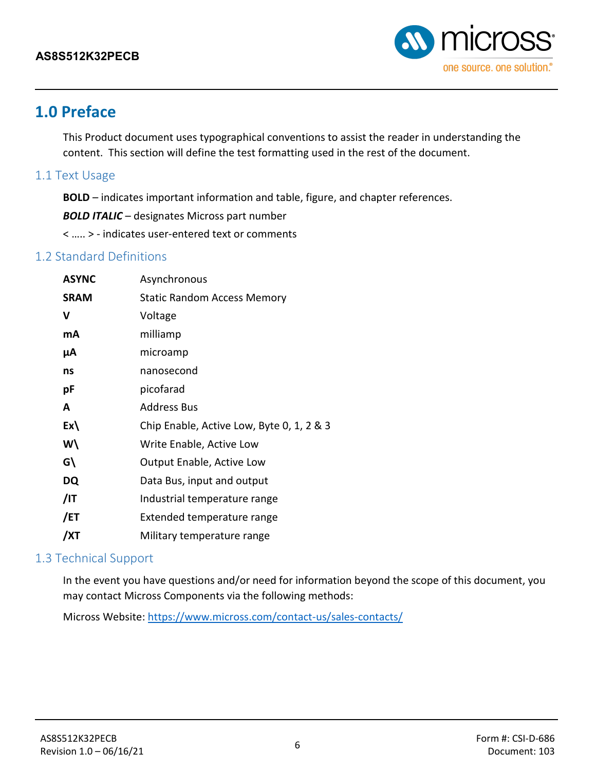# 1.0 Preface

This Product document uses typographical conventions to assist the reader in understanding the content. This section will define the test formatting used in the rest of the document.

## 1.1 Text Usage

**BOLD** – indicates important information and table, figure, and chapter references.

***BOLD ITALIC*** – designates Micross part number

< ….. > - indicates user-entered text or comments

## 1.2 Standard Definitions

| | |
|---|---|
| **ASYNC** | Asynchronous |
| **SRAM** | Static Random Access Memory |
| **V** | Voltage |
| **mA** | milliamp |
| **µA** | microamp |
| **ns** | nanosecond |
| **pF** | picofarad |
| **A** | Address Bus |
| **Ex\\** | Chip Enable, Active Low, Byte 0, 1, 2 & 3 |
| **W\\** | Write Enable, Active Low |
| **G\\** | Output Enable, Active Low |
| **DQ** | Data Bus, input and output |
| **/IT** | Industrial temperature range |
| **/ET** | Extended temperature range |
| **/XT** | Military temperature range |

## 1.3 Technical Support

In the event you have questions and/or need for information beyond the scope of this document, you may contact Micross Components via the following methods:

Micross Website: https://www.micross.com/contact-us/sales-contacts/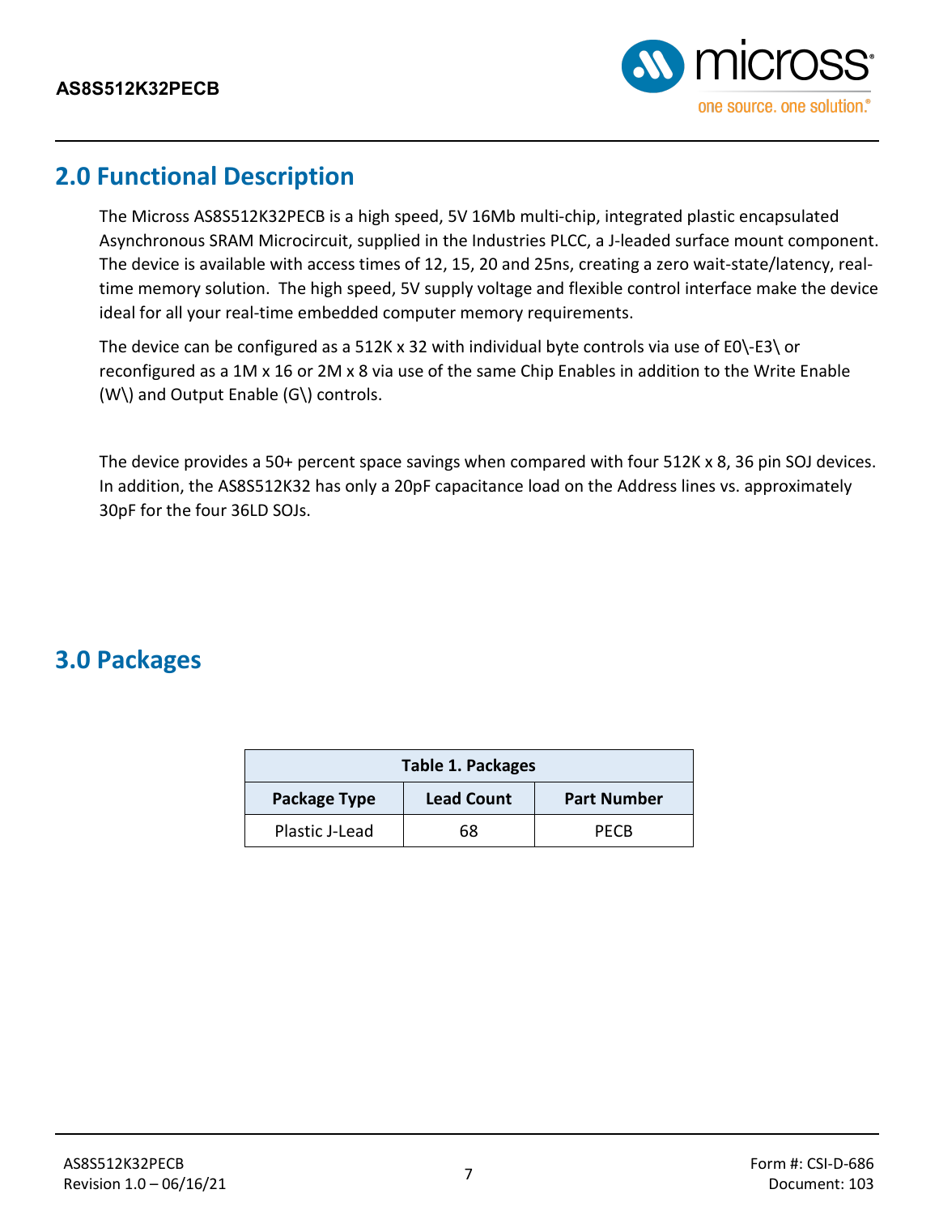## 2.0 Functional Description

The Micross AS8S512K32PECB is a high speed, 5V 16Mb multi-chip, integrated plastic encapsulated Asynchronous SRAM Microcircuit, supplied in the Industries PLCC, a J-leaded surface mount component. The device is available with access times of 12, 15, 20 and 25ns, creating a zero wait-state/latency, real-time memory solution. The high speed, 5V supply voltage and flexible control interface make the device ideal for all your real-time embedded computer memory requirements.

The device can be configured as a 512K x 32 with individual byte controls via use of E0\-E3\ or reconfigured as a 1M x 16 or 2M x 8 via use of the same Chip Enables in addition to the Write Enable (W\) and Output Enable (G\) controls.

The device provides a 50+ percent space savings when compared with four 512K x 8, 36 pin SOJ devices. In addition, the AS8S512K32 has only a 20pF capacitance load on the Address lines vs. approximately 30pF for the four 36LD SOJs.

## 3.0 Packages

**Table 1. Packages**

| Package Type | Lead Count | Part Number |
|---|---|---|
| Plastic J-Lead | 68 | PECB |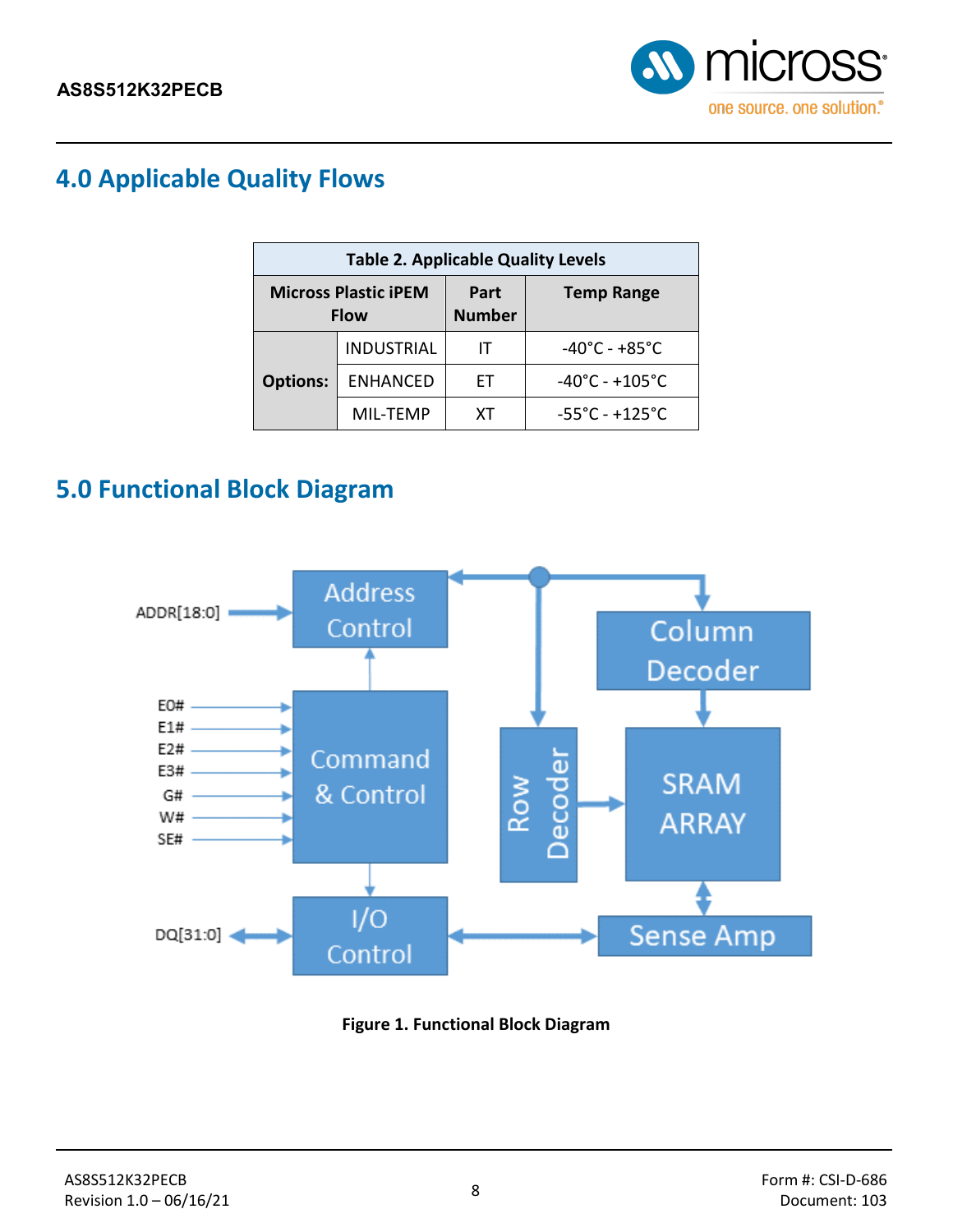## 4.0 Applicable Quality Flows

**Table 2. Applicable Quality Levels**

| Micross Plastic iPEM Flow | | Part Number | Temp Range |
|---|---|---|---|
| **Options:** | INDUSTRIAL | IT | -40°C - +85°C |
| | ENHANCED | ET | -40°C - +105°C |
| | MIL-TEMP | XT | -55°C - +125°C |

## 5.0 Functional Block Diagram

**Figure 1. Functional Block Diagram**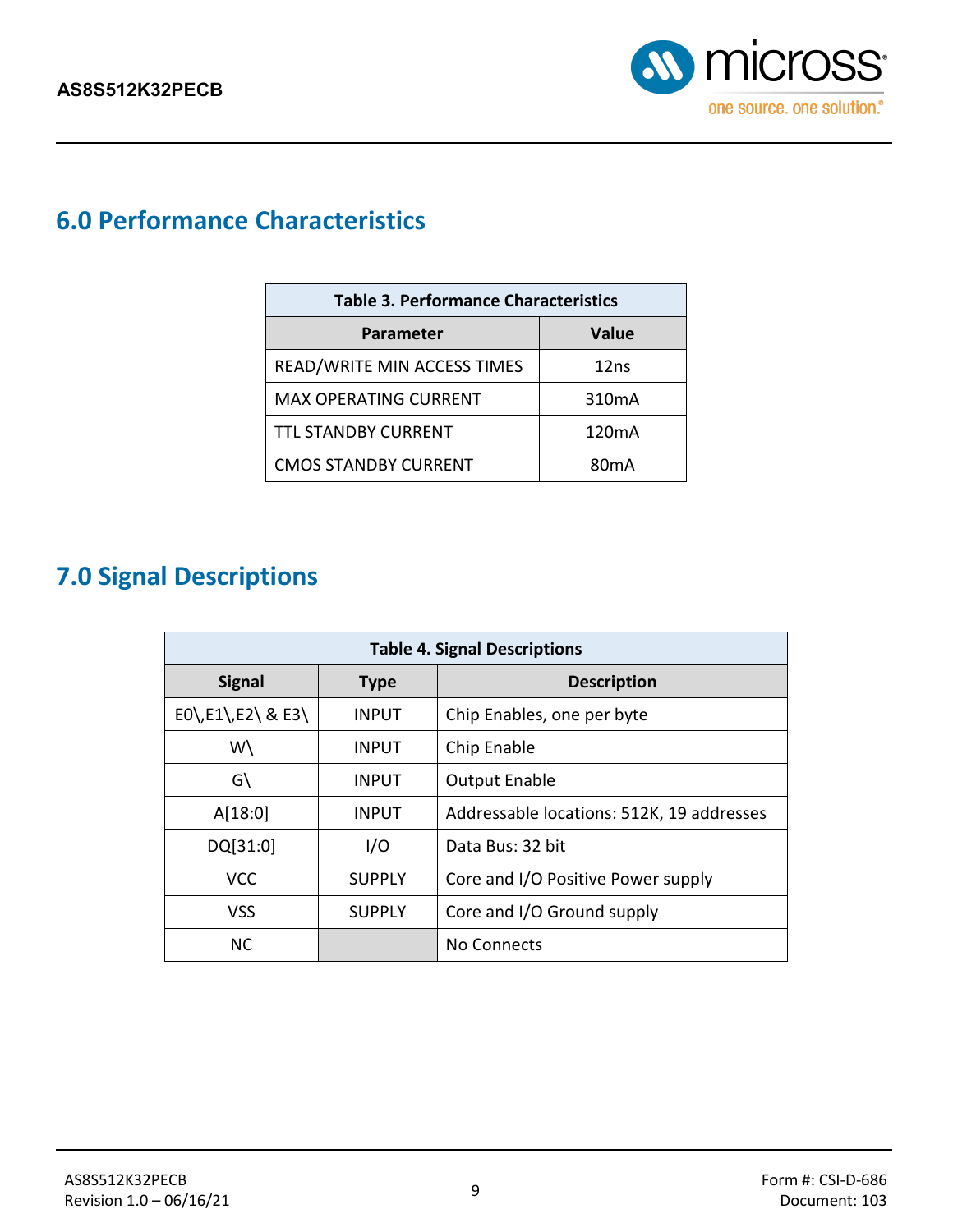## 6.0 Performance Characteristics

| Table 3. Performance Characteristics | |
|---|---|
| **Parameter** | **Value** |
| READ/WRITE MIN ACCESS TIMES | 12ns |
| MAX OPERATING CURRENT | 310mA |
| TTL STANDBY CURRENT | 120mA |
| CMOS STANDBY CURRENT | 80mA |

## 7.0 Signal Descriptions

| Table 4. Signal Descriptions | | |
|---|---|---|
| **Signal** | **Type** | **Description** |
| E0\,E1\,E2\ & E3\ | INPUT | Chip Enables, one per byte |
| W\ | INPUT | Chip Enable |
| G\ | INPUT | Output Enable |
| A[18:0] | INPUT | Addressable locations: 512K, 19 addresses |
| DQ[31:0] | I/O | Data Bus: 32 bit |
| VCC | SUPPLY | Core and I/O Positive Power supply |
| VSS | SUPPLY | Core and I/O Ground supply |
| NC | | No Connects |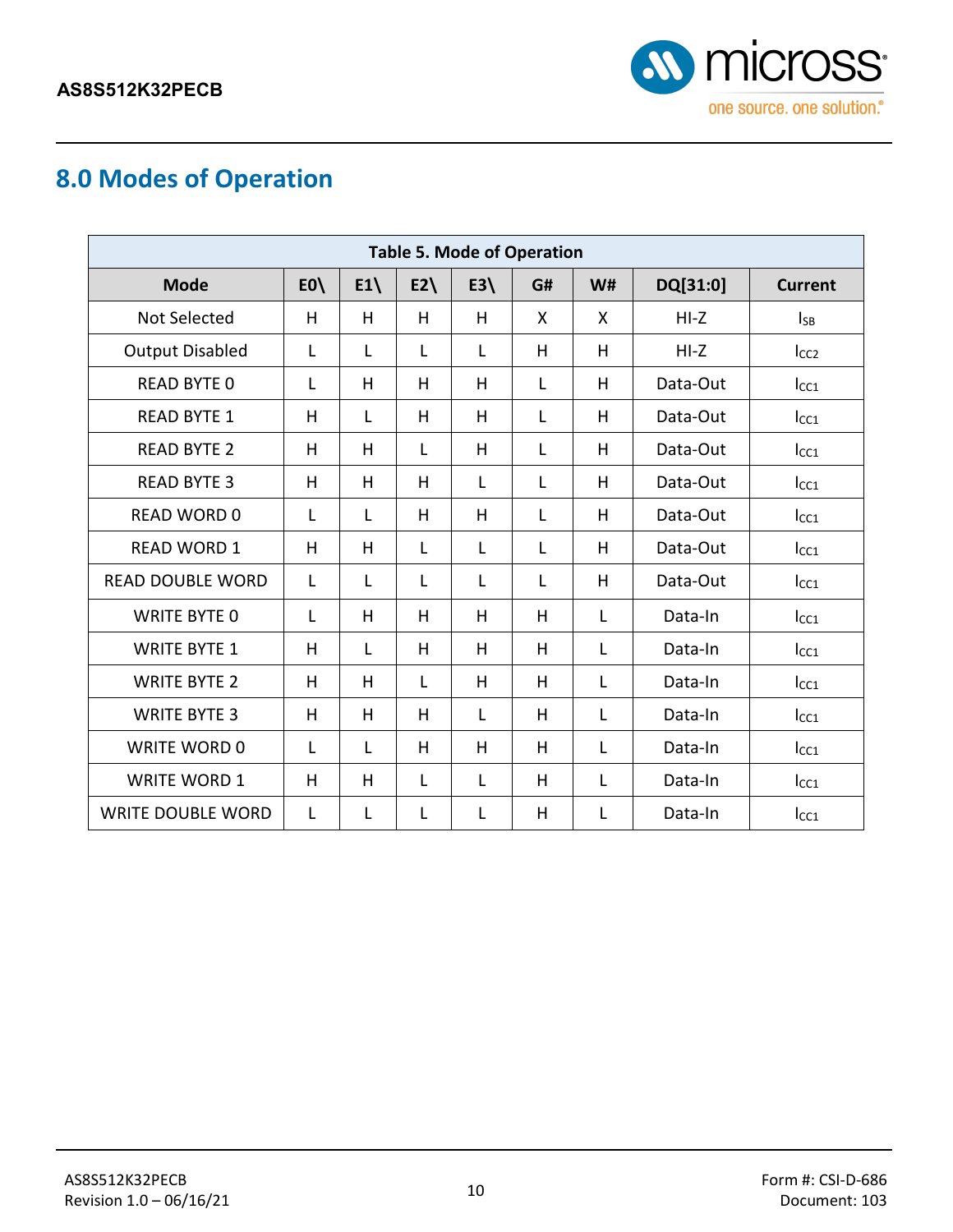## 8.0 Modes of Operation

**Table 5. Mode of Operation**

| Mode | E0\ | E1\ | E2\ | E3\ | G# | W# | DQ[31:0] | Current |
|---|---|---|---|---|---|---|---|---|
| Not Selected | H | H | H | H | X | X | HI-Z | $I_{SB}$ |
| Output Disabled | L | L | L | L | H | H | HI-Z | $I_{CC2}$ |
| READ BYTE 0 | L | H | H | H | L | H | Data-Out | $I_{CC1}$ |
| READ BYTE 1 | H | L | H | H | L | H | Data-Out | $I_{CC1}$ |
| READ BYTE 2 | H | H | L | H | L | H | Data-Out | $I_{CC1}$ |
| READ BYTE 3 | H | H | H | L | L | H | Data-Out | $I_{CC1}$ |
| READ WORD 0 | L | L | H | H | L | H | Data-Out | $I_{CC1}$ |
| READ WORD 1 | H | H | L | L | L | H | Data-Out | $I_{CC1}$ |
| READ DOUBLE WORD | L | L | L | L | L | H | Data-Out | $I_{CC1}$ |
| WRITE BYTE 0 | L | H | H | H | H | L | Data-In | $I_{CC1}$ |
| WRITE BYTE 1 | H | L | H | H | H | L | Data-In | $I_{CC1}$ |
| WRITE BYTE 2 | H | H | L | H | H | L | Data-In | $I_{CC1}$ |
| WRITE BYTE 3 | H | H | H | L | H | L | Data-In | $I_{CC1}$ |
| WRITE WORD 0 | L | L | H | H | H | L | Data-In | $I_{CC1}$ |
| WRITE WORD 1 | H | H | L | L | H | L | Data-In | $I_{CC1}$ |
| WRITE DOUBLE WORD | L | L | L | L | H | L | Data-In | $I_{CC1}$ |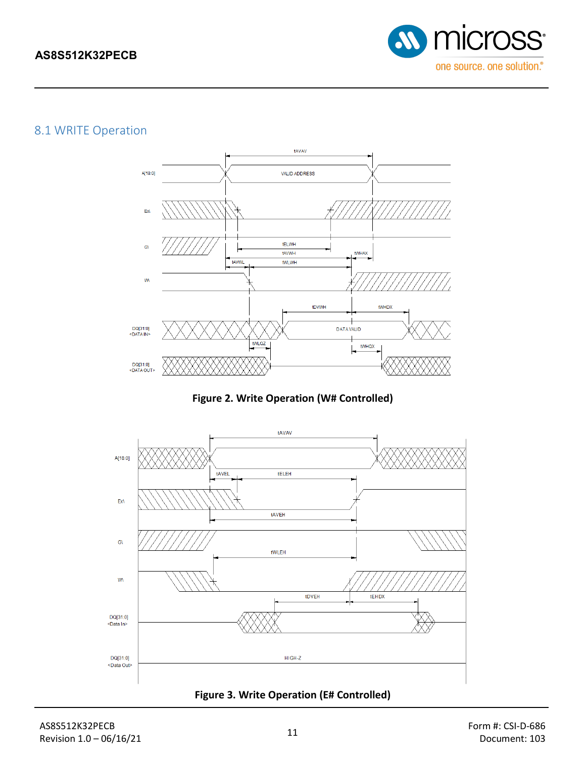## 8.1 WRITE Operation

**Figure 2. Write Operation (W# Controlled)**

**Figure 3. Write Operation (E# Controlled)**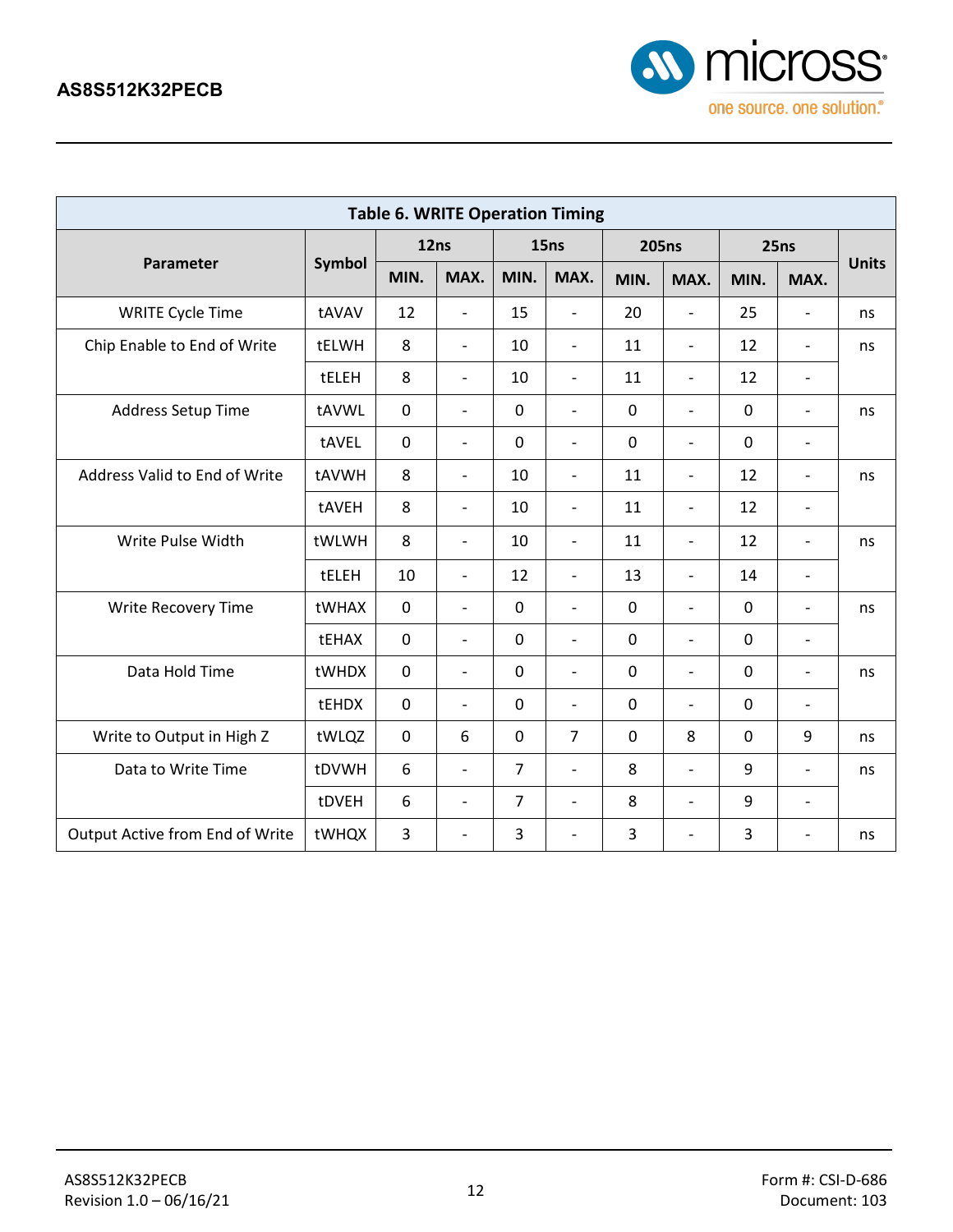**Table 6. WRITE Operation Timing**

| Parameter | Symbol | 12ns | | 15ns | | 205ns | | 25ns | | Units |
|---|---|---|---|---|---|---|---|---|---|---|
| | | MIN. | MAX. | MIN. | MAX. | MIN. | MAX. | MIN. | MAX. | |
| WRITE Cycle Time | tAVAV | 12 | - | 15 | - | 20 | - | 25 | - | ns |
| Chip Enable to End of Write | tELWH | 8 | - | 10 | - | 11 | - | 12 | - | ns |
| | tELEH | 8 | - | 10 | - | 11 | - | 12 | - | |
| Address Setup Time | tAVWL | 0 | - | 0 | - | 0 | - | 0 | - | ns |
| | tAVEL | 0 | - | 0 | - | 0 | - | 0 | - | |
| Address Valid to End of Write | tAVWH | 8 | - | 10 | - | 11 | - | 12 | - | ns |
| | tAVEH | 8 | - | 10 | - | 11 | - | 12 | - | |
| Write Pulse Width | tWLWH | 8 | - | 10 | - | 11 | - | 12 | - | ns |
| | tELEH | 10 | - | 12 | - | 13 | - | 14 | - | |
| Write Recovery Time | tWHAX | 0 | - | 0 | - | 0 | - | 0 | - | ns |
| | tEHAX | 0 | - | 0 | - | 0 | - | 0 | - | |
| Data Hold Time | tWHDX | 0 | - | 0 | - | 0 | - | 0 | - | ns |
| | tEHDX | 0 | - | 0 | - | 0 | - | 0 | - | |
| Write to Output in High Z | tWLQZ | 0 | 6 | 0 | 7 | 0 | 8 | 0 | 9 | ns |
| Data to Write Time | tDVWH | 6 | - | 7 | - | 8 | - | 9 | - | ns |
| | tDVEH | 6 | - | 7 | - | 8 | - | 9 | - | |
| Output Active from End of Write | tWHQX | 3 | - | 3 | - | 3 | - | 3 | - | ns |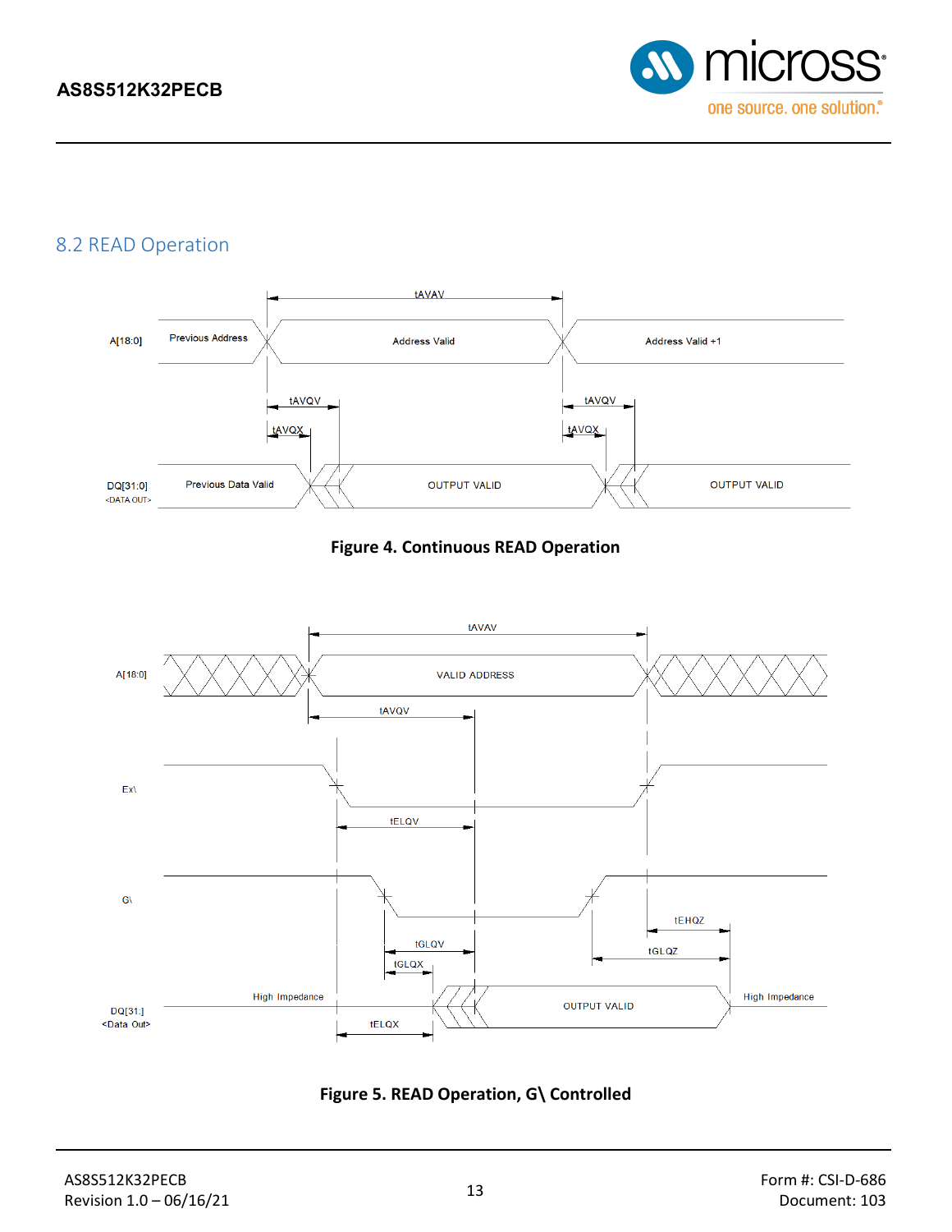## 8.2 READ Operation

**Figure 4. Continuous READ Operation**

**Figure 5. READ Operation, G\ Controlled**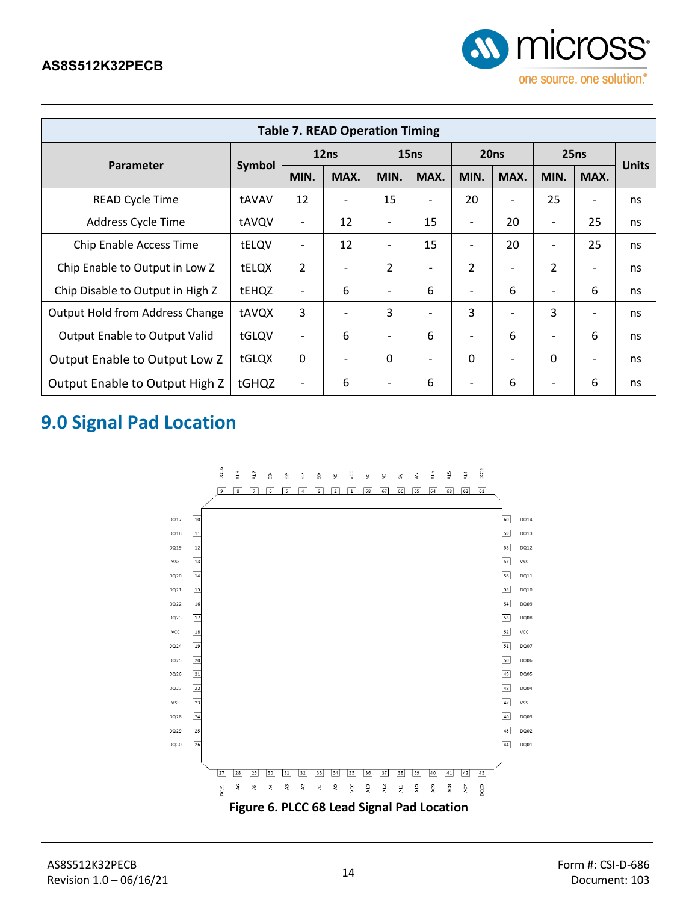| Table 7. READ Operation Timing | | | | | | | | | | |
|---|---|---|---|---|---|---|---|---|---|---|
| Parameter | Symbol | 12ns | | 15ns | | 20ns | | 25ns | | Units |
| | | MIN. | MAX. | MIN. | MAX. | MIN. | MAX. | MIN. | MAX. | |
| READ Cycle Time | tAVAV | 12 | - | 15 | - | 20 | - | 25 | - | ns |
| Address Cycle Time | tAVQV | - | 12 | - | 15 | - | 20 | - | 25 | ns |
| Chip Enable Access Time | tELQV | - | 12 | - | 15 | - | 20 | - | 25 | ns |
| Chip Enable to Output in Low Z | tELQX | 2 | - | 2 | - | 2 | - | 2 | - | ns |
| Chip Disable to Output in High Z | tEHQZ | - | 6 | - | 6 | - | 6 | - | 6 | ns |
| Output Hold from Address Change | tAVQX | 3 | - | 3 | - | 3 | - | 3 | - | ns |
| Output Enable to Output Valid | tGLQV | - | 6 | - | 6 | - | 6 | - | 6 | ns |
| Output Enable to Output Low Z | tGLQX | 0 | - | 0 | - | 0 | - | 0 | - | ns |
| Output Enable to Output High Z | tGHQZ | - | 6 | - | 6 | - | 6 | - | 6 | ns |

## 9.0 Signal Pad Location

Figure 6. PLCC 68 Lead Signal Pad Location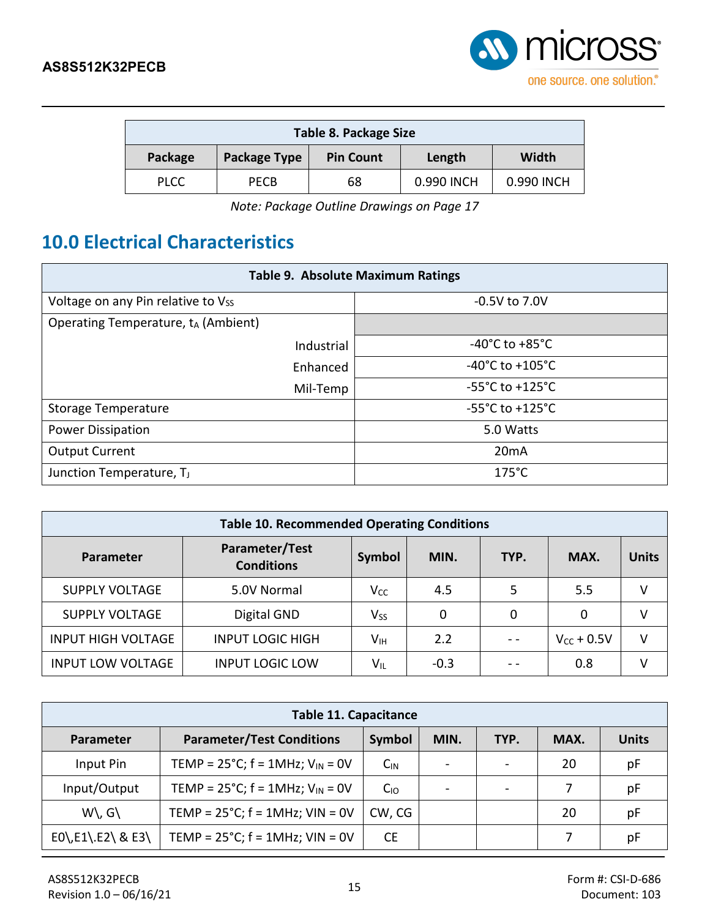| Table 8. Package Size | | | | |
|---|---|---|---|---|
| **Package** | **Package Type** | **Pin Count** | **Length** | **Width** |
| PLCC | PECB | 68 | 0.990 INCH | 0.990 INCH |

*Note: Package Outline Drawings on Page 17*

## 10.0 Electrical Characteristics

| Table 9. Absolute Maximum Ratings | |
|---|---|
| Voltage on any Pin relative to $V_{SS}$ | -0.5V to 7.0V |
| Operating Temperature, $t_A$ (Ambient) | |
| Industrial | -40°C to +85°C |
| Enhanced | -40°C to +105°C |
| Mil-Temp | -55°C to +125°C |
| Storage Temperature | -55°C to +125°C |
| Power Dissipation | 5.0 Watts |
| Output Current | 20mA |
| Junction Temperature, $T_J$ | 175°C |

| Table 10. Recommended Operating Conditions | | | | | | |
|---|---|---|---|---|---|---|
| **Parameter** | **Parameter/Test Conditions** | **Symbol** | **MIN.** | **TYP.** | **MAX.** | **Units** |
| SUPPLY VOLTAGE | 5.0V Normal | $V_{CC}$ | 4.5 | 5 | 5.5 | V |
| SUPPLY VOLTAGE | Digital GND | $V_{SS}$ | 0 | 0 | 0 | V |
| INPUT HIGH VOLTAGE | INPUT LOGIC HIGH | $V_{IH}$ | 2.2 | - - | $V_{CC}$ + 0.5V | V |
| INPUT LOW VOLTAGE | INPUT LOGIC LOW | $V_{IL}$ | -0.3 | - - | 0.8 | V |

| Table 11. Capacitance | | | | | | |
|---|---|---|---|---|---|---|
| **Parameter** | **Parameter/Test Conditions** | **Symbol** | **MIN.** | **TYP.** | **MAX.** | **Units** |
| Input Pin | TEMP = 25°C; f = 1MHz; $V_{IN}$ = 0V | $C_{IN}$ | - | - | 20 | pF |
| Input/Output | TEMP = 25°C; f = 1MHz; $V_{IN}$ = 0V | $C_{IO}$ | - | - | 7 | pF |
| W\, G\ | TEMP = 25°C; f = 1MHz; VIN = 0V | CW, CG | | | 20 | pF |
| E0\,E1\.E2\ & E3\ | TEMP = 25°C; f = 1MHz; VIN = 0V | CE | | | 7 | pF |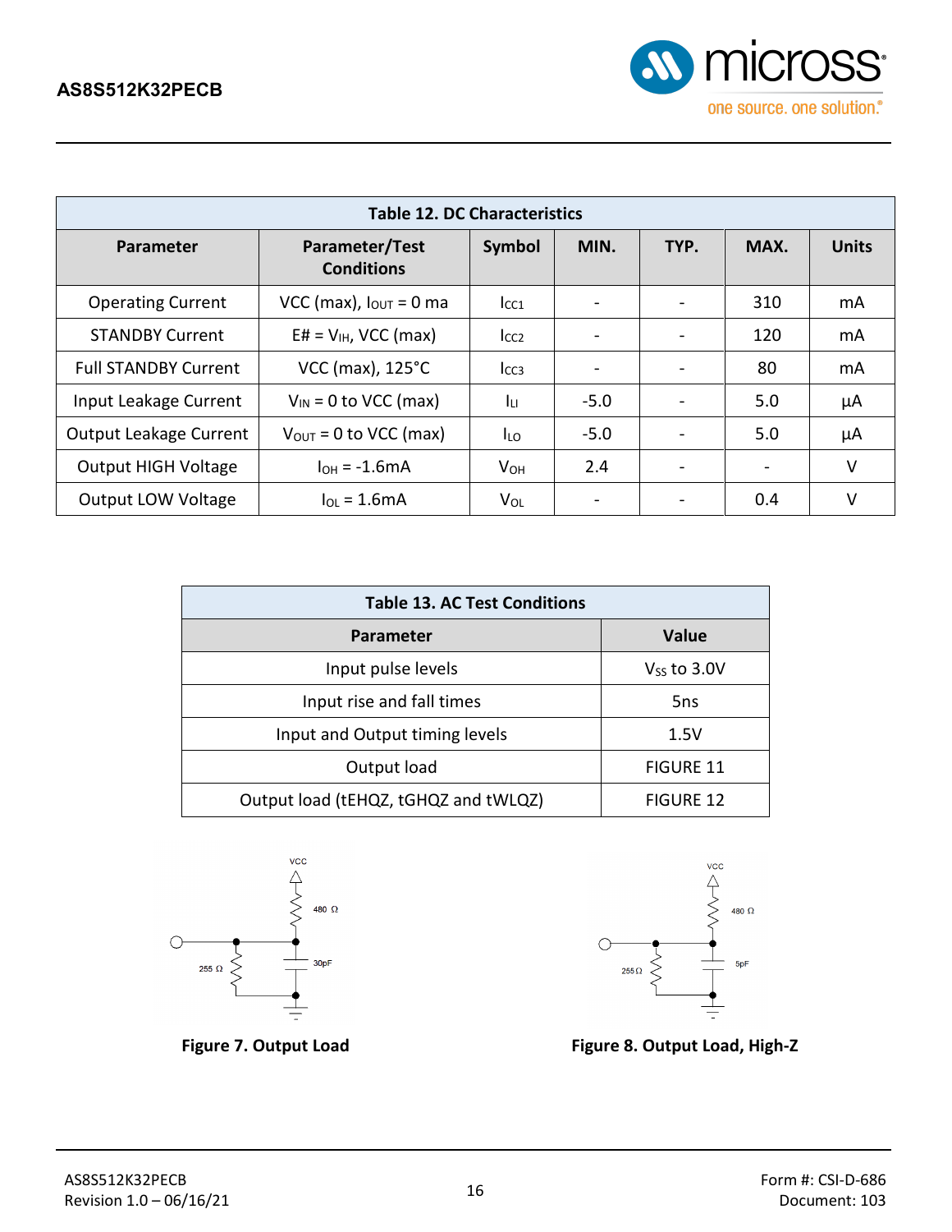| Table 12. DC Characteristics | | | | | | |
|---|---|---|---|---|---|---|
| **Parameter** | **Parameter/Test Conditions** | **Symbol** | **MIN.** | **TYP.** | **MAX.** | **Units** |
| Operating Current | VCC (max), $I_{OUT}$ = 0 ma | $I_{CC1}$ | - | - | 310 | mA |
| STANDBY Current | E# = $V_{IH}$, VCC (max) | $I_{CC2}$ | - | - | 120 | mA |
| Full STANDBY Current | VCC (max), 125°C | $I_{CC3}$ | - | - | 80 | mA |
| Input Leakage Current | $V_{IN}$ = 0 to VCC (max) | $I_{LI}$ | -5.0 | - | 5.0 | µA |
| Output Leakage Current | $V_{OUT}$ = 0 to VCC (max) | $I_{LO}$ | -5.0 | - | 5.0 | µA |
| Output HIGH Voltage | $I_{OH}$ = -1.6mA | $V_{OH}$ | 2.4 | - | - | V |
| Output LOW Voltage | $I_{OL}$ = 1.6mA | $V_{OL}$ | - | - | 0.4 | V |

| Table 13. AC Test Conditions | |
|---|---|
| **Parameter** | **Value** |
| Input pulse levels | $V_{SS}$ to 3.0V |
| Input rise and fall times | 5ns |
| Input and Output timing levels | 1.5V |
| Output load | FIGURE 11 |
| Output load (tEHQZ, tGHQZ and tWLQZ) | FIGURE 12 |

VCC, 480 Ω, 255 Ω, 30pF

**Figure 7. Output Load**

VCC, 480 Ω, 255 Ω, 5pF

**Figure 8. Output Load, High-Z**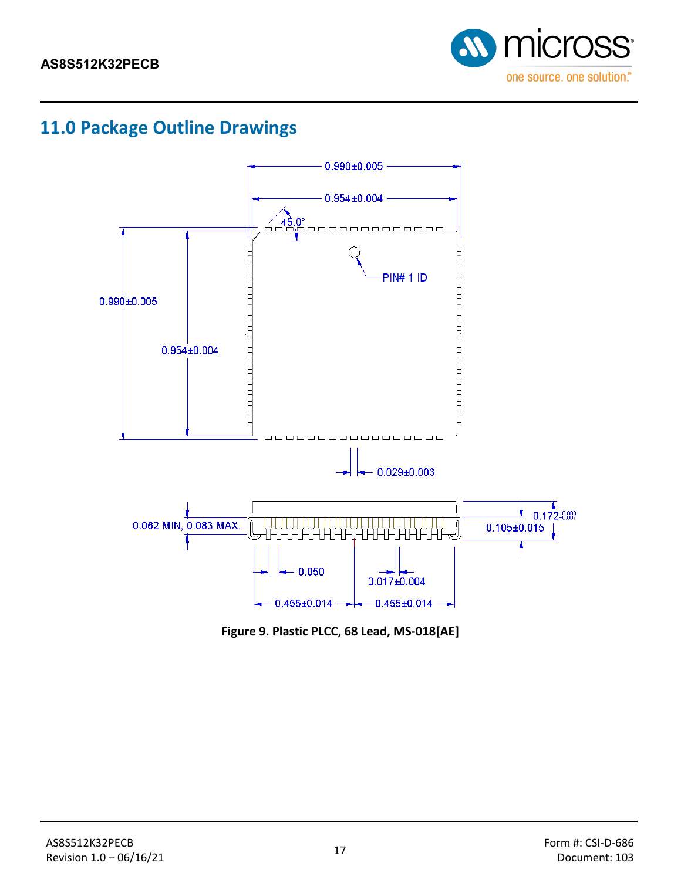## 11.0 Package Outline Drawings

0.990±0.005

0.954±0.004

45.0°

PIN# 1 ID

0.990±0.005

0.954±0.004

0.029±0.003

0.062 MIN, 0.083 MAX.

0.172 $^{+0.008}_{-0.007}$

0.105±0.015

0.050

0.017±0.004

0.455±0.014

0.455±0.014

**Figure 9. Plastic PLCC, 68 Lead, MS-018[AE]**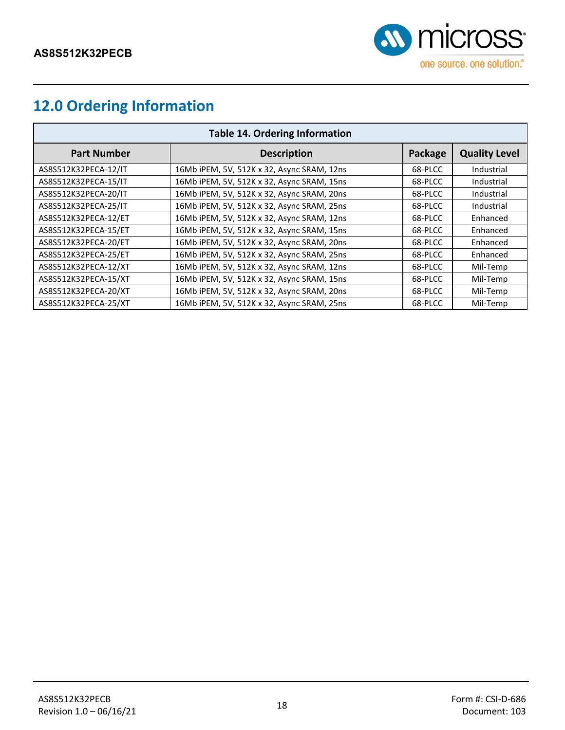## 12.0 Ordering Information

**Table 14. Ordering Information**

| Part Number | Description | Package | Quality Level |
|---|---|---|---|
| AS8S512K32PECA-12/IT | 16Mb iPEM, 5V, 512K x 32, Async SRAM, 12ns | 68-PLCC | Industrial |
| AS8S512K32PECA-15/IT | 16Mb iPEM, 5V, 512K x 32, Async SRAM, 15ns | 68-PLCC | Industrial |
| AS8S512K32PECA-20/IT | 16Mb iPEM, 5V, 512K x 32, Async SRAM, 20ns | 68-PLCC | Industrial |
| AS8S512K32PECA-25/IT | 16Mb iPEM, 5V, 512K x 32, Async SRAM, 25ns | 68-PLCC | Industrial |
| AS8S512K32PECA-12/ET | 16Mb iPEM, 5V, 512K x 32, Async SRAM, 12ns | 68-PLCC | Enhanced |
| AS8S512K32PECA-15/ET | 16Mb iPEM, 5V, 512K x 32, Async SRAM, 15ns | 68-PLCC | Enhanced |
| AS8S512K32PECA-20/ET | 16Mb iPEM, 5V, 512K x 32, Async SRAM, 20ns | 68-PLCC | Enhanced |
| AS8S512K32PECA-25/ET | 16Mb iPEM, 5V, 512K x 32, Async SRAM, 25ns | 68-PLCC | Enhanced |
| AS8S512K32PECA-12/XT | 16Mb iPEM, 5V, 512K x 32, Async SRAM, 12ns | 68-PLCC | Mil-Temp |
| AS8S512K32PECA-15/XT | 16Mb iPEM, 5V, 512K x 32, Async SRAM, 15ns | 68-PLCC | Mil-Temp |
| AS8S512K32PECA-20/XT | 16Mb iPEM, 5V, 512K x 32, Async SRAM, 20ns | 68-PLCC | Mil-Temp |
| AS8S512K32PECA-25/XT | 16Mb iPEM, 5V, 512K x 32, Async SRAM, 25ns | 68-PLCC | Mil-Temp |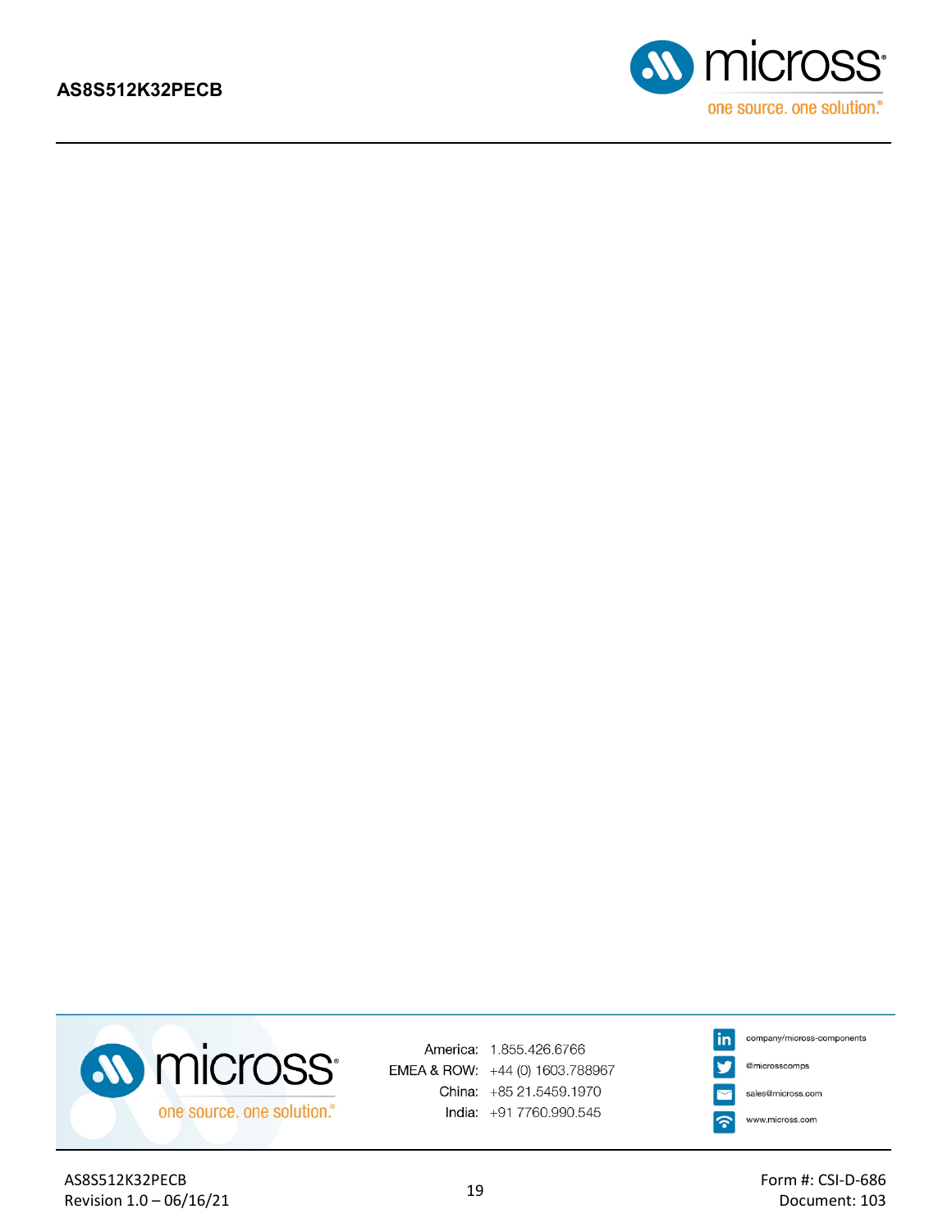America: 1.855.426.6766
EMEA & ROW: +44 (0) 1603.788967
China: +85 21.5459.1970
India: +91 7760.990.545

company/micross-components
@microsscomps
sales@micross.com
www.micross.com